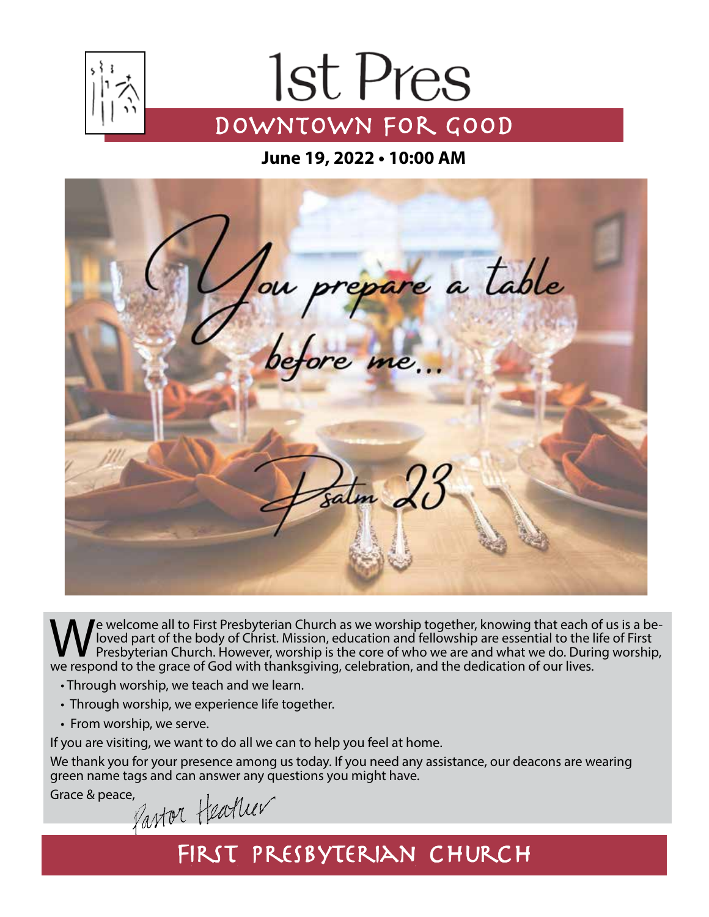# 1st Pres

## DOWNTOWN FOR GOOD

**June 19, 2022 • 10:00 AM**

*You prepare a table before me...*

*Psalm 23*

We welcome all to First Presbyterian Church as we worship together, knowing that each of us is a beloved part of the body of Christ. Mission, education and fellowship are essential to the life of First Presbyterian Church. However, worship is the core of who we are and what we do. During worship, we respond to the grace of God with thanksgiving, celebration, and the dedication of our lives.

- Through worship, we teach and we learn.
- Through worship, we experience life together.
- From worship, we serve.

If you are visiting, we want to do all we can to help you feel at home.

We thank you for your presence among us today. If you need any assistance, our deacons are wearing green name tags and can answer any questions you might have.

Grace & peace,

*Pastor Heather*

## FIRST PRESBYTERIAN CHURCH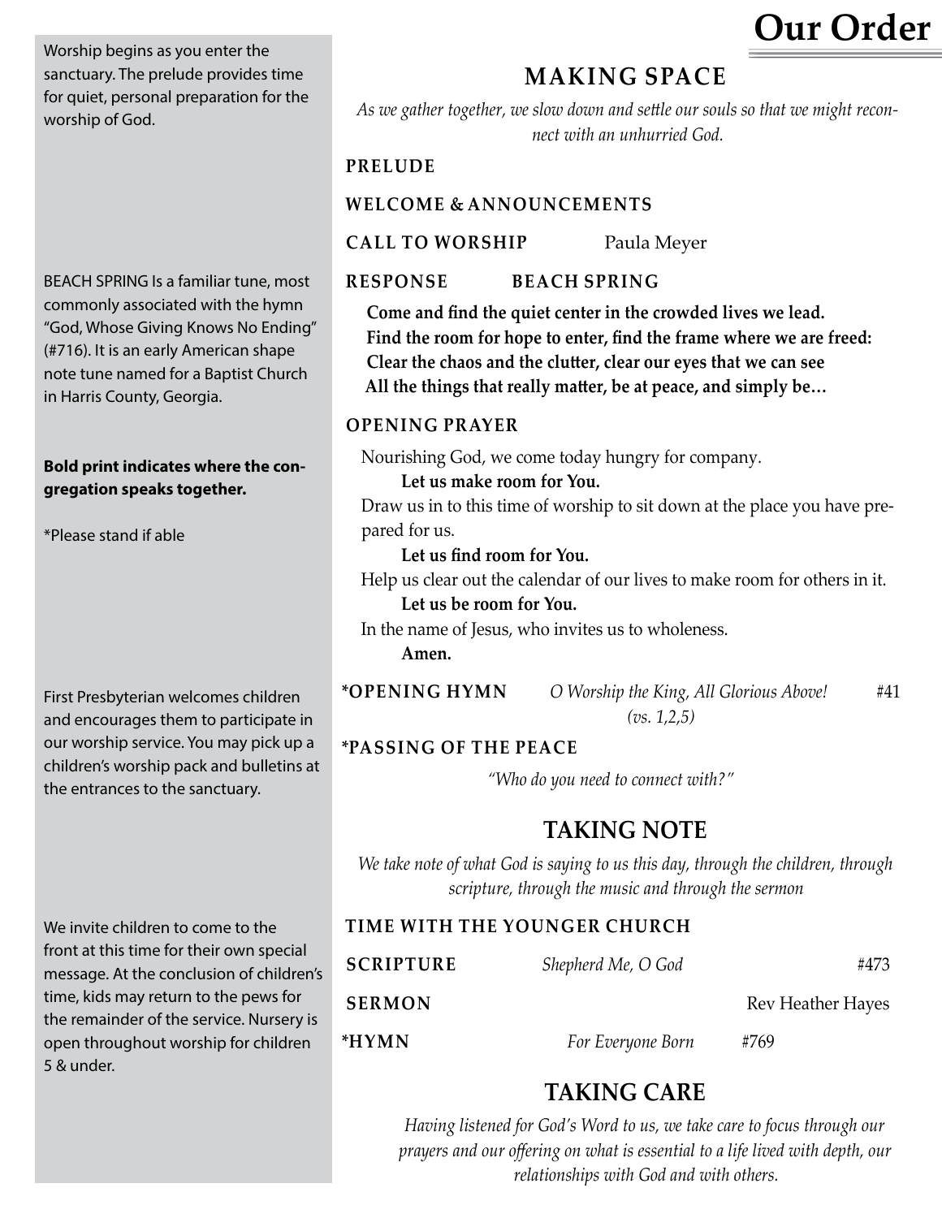# Our Order

Worship begins as you enter the sanctuary. The prelude provides time for quiet, personal preparation for the worship of God.

## MAKING SPACE

*As we gather together, we slow down and settle our souls so that we might reconnect with an unhurried God.*

**PRELUDE**

**WELCOME & ANNOUNCEMENTS**

**CALL TO WORSHIP** Paula Meyer

BEACH SPRING Is a familiar tune, most commonly associated with the hymn "God, Whose Giving Knows No Ending" (#716). It is an early American shape note tune named for a Baptist Church in Harris County, Georgia.

**RESPONSE BEACH SPRING**

**Come and find the quiet center in the crowded lives we lead.**
**Find the room for hope to enter, find the frame where we are freed:**
**Clear the chaos and the clutter, clear our eyes that we can see**
**All the things that really matter, be at peace, and simply be…**

**Bold print indicates where the congregation speaks together.**

*Please stand if able

**OPENING PRAYER**

Nourishing God, we come today hungry for company.
**Let us make room for You.**
Draw us in to this time of worship to sit down at the place you have prepared for us.
**Let us find room for You.**
Help us clear out the calendar of our lives to make room for others in it.
**Let us be room for You.**
In the name of Jesus, who invites us to wholeness.
**Amen.**

First Presbyterian welcomes children and encourages them to participate in our worship service. You may pick up a children's worship pack and bulletins at the entrances to the sanctuary.

**\*OPENING HYMN** *O Worship the King, All Glorious Above!* *(vs. 1,2,5)* #41

**\*PASSING OF THE PEACE**

*"Who do you need to connect with?"*

## TAKING NOTE

*We take note of what God is saying to us this day, through the children, through scripture, through the music and through the sermon*

We invite children to come to the front at this time for their own special message. At the conclusion of children's time, kids may return to the pews for the remainder of the service. Nursery is open throughout worship for children 5 & under.

**TIME WITH THE YOUNGER CHURCH**

**SCRIPTURE** *Shepherd Me, O God* #473

**SERMON** Rev Heather Hayes

**\*HYMN** *For Everyone Born* #769

## TAKING CARE

*Having listened for God's Word to us, we take care to focus through our prayers and our offering on what is essential to a life lived with depth, our relationships with God and with others.*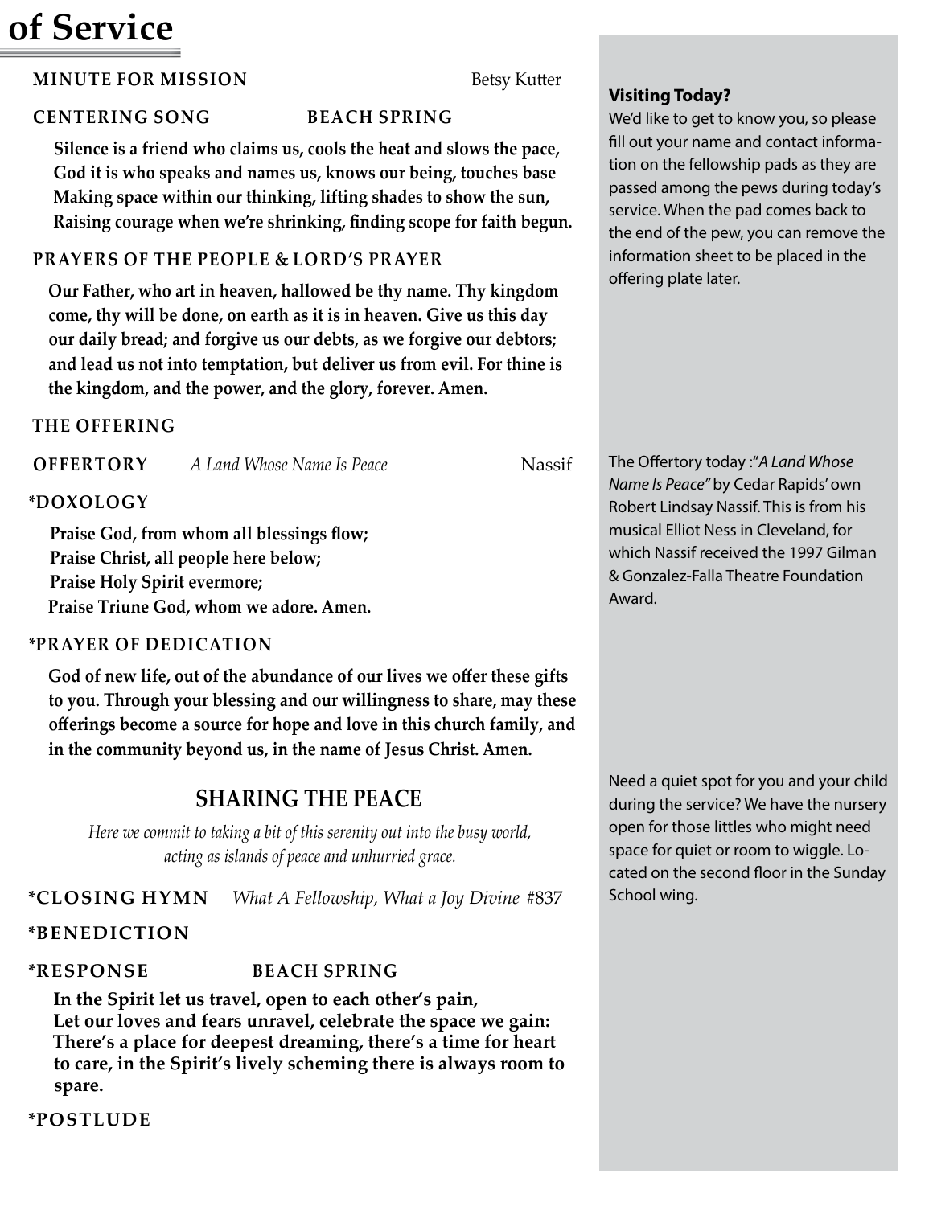# of Service

**MINUTE FOR MISSION** Betsy Kutter

**CENTERING SONG** **BEACH SPRING**

**Silence is a friend who claims us, cools the heat and slows the pace,**
**God it is who speaks and names us, knows our being, touches base**
**Making space within our thinking, lifting shades to show the sun,**
**Raising courage when we're shrinking, finding scope for faith begun.**

**PRAYERS OF THE PEOPLE & LORD'S PRAYER**

**Our Father, who art in heaven, hallowed be thy name. Thy kingdom come, thy will be done, on earth as it is in heaven. Give us this day our daily bread; and forgive us our debts, as we forgive our debtors; and lead us not into temptation, but deliver us from evil. For thine is the kingdom, and the power, and the glory, forever. Amen.**

**THE OFFERING**

**OFFERTORY** *A Land Whose Name Is Peace* Nassif

**\*DOXOLOGY**

**Praise God, from whom all blessings flow;**
**Praise Christ, all people here below;**
**Praise Holy Spirit evermore;**
**Praise Triune God, whom we adore. Amen.**

**\*PRAYER OF DEDICATION**

**God of new life, out of the abundance of our lives we offer these gifts to you. Through your blessing and our willingness to share, may these offerings become a source for hope and love in this church family, and in the community beyond us, in the name of Jesus Christ. Amen.**

## SHARING THE PEACE

*Here we commit to taking a bit of this serenity out into the busy world, acting as islands of peace and unhurried grace.*

**\*CLOSING HYMN** *What A Fellowship, What a Joy Divine* #837

**\*BENEDICTION**

**\*RESPONSE** **BEACH SPRING**

**In the Spirit let us travel, open to each other's pain,**
**Let our loves and fears unravel, celebrate the space we gain:**
**There's a place for deepest dreaming, there's a time for heart to care, in the Spirit's lively scheming there is always room to spare.**

**\*POSTLUDE**

**Visiting Today?**
We'd like to get to know you, so please fill out your name and contact information on the fellowship pads as they are passed among the pews during today's service. When the pad comes back to the end of the pew, you can remove the information sheet to be placed in the offering plate later.

The Offertory today :"*A Land Whose Name Is Peace"* by Cedar Rapids' own Robert Lindsay Nassif. This is from his musical Elliot Ness in Cleveland, for which Nassif received the 1997 Gilman & Gonzalez-Falla Theatre Foundation Award.

Need a quiet spot for you and your child during the service? We have the nursery open for those littles who might need space for quiet or room to wiggle. Located on the second floor in the Sunday School wing.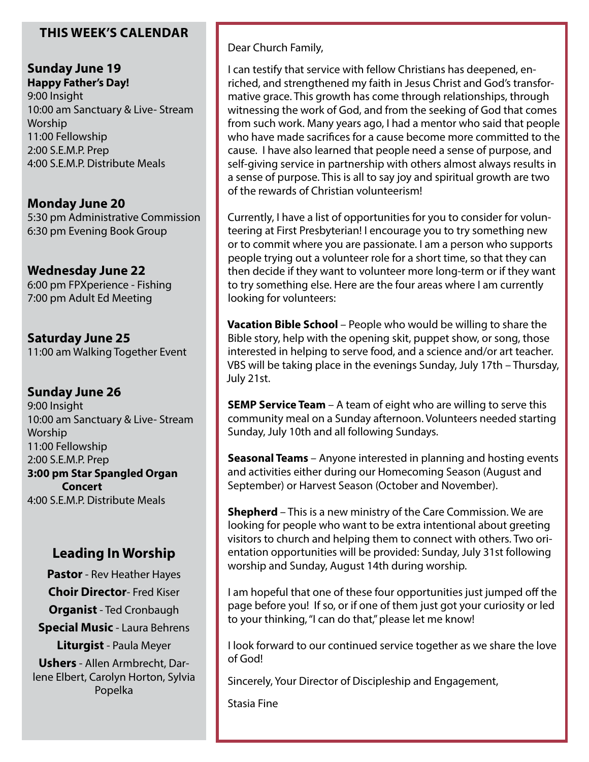## THIS WEEK'S CALENDAR

### Sunday June 19

**Happy Father's Day!**

9:00 Insight
10:00 am Sanctuary & Live- Stream Worship
11:00 Fellowship
2:00 S.E.M.P. Prep
4:00 S.E.M.P. Distribute Meals

### Monday June 20

5:30 pm Administrative Commission
6:30 pm Evening Book Group

### Wednesday June 22

6:00 pm FPXperience - Fishing
7:00 pm Adult Ed Meeting

### Saturday June 25

11:00 am Walking Together Event

### Sunday June 26

9:00 Insight
10:00 am Sanctuary & Live- Stream Worship
11:00 Fellowship
2:00 S.E.M.P. Prep
**3:00 pm Star Spangled Organ Concert**
4:00 S.E.M.P. Distribute Meals

## Leading In Worship

**Pastor** - Rev Heather Hayes

**Choir Director**- Fred Kiser

**Organist** - Ted Cronbaugh

**Special Music** - Laura Behrens

**Liturgist** - Paula Meyer

**Ushers** - Allen Armbrecht, Darlene Elbert, Carolyn Horton, Sylvia Popelka

Dear Church Family,

I can testify that service with fellow Christians has deepened, enriched, and strengthened my faith in Jesus Christ and God's transformative grace. This growth has come through relationships, through witnessing the work of God, and from the seeking of God that comes from such work. Many years ago, I had a mentor who said that people who have made sacrifices for a cause become more committed to the cause. I have also learned that people need a sense of purpose, and self-giving service in partnership with others almost always results in a sense of purpose. This is all to say joy and spiritual growth are two of the rewards of Christian volunteerism!

Currently, I have a list of opportunities for you to consider for volunteering at First Presbyterian! I encourage you to try something new or to commit where you are passionate. I am a person who supports people trying out a volunteer role for a short time, so that they can then decide if they want to volunteer more long-term or if they want to try something else. Here are the four areas where I am currently looking for volunteers:

**Vacation Bible School** – People who would be willing to share the Bible story, help with the opening skit, puppet show, or song, those interested in helping to serve food, and a science and/or art teacher. VBS will be taking place in the evenings Sunday, July 17th – Thursday, July 21st.

**SEMP Service Team** – A team of eight who are willing to serve this community meal on a Sunday afternoon. Volunteers needed starting Sunday, July 10th and all following Sundays.

**Seasonal Teams** – Anyone interested in planning and hosting events and activities either during our Homecoming Season (August and September) or Harvest Season (October and November).

**Shepherd** – This is a new ministry of the Care Commission. We are looking for people who want to be extra intentional about greeting visitors to church and helping them to connect with others. Two orientation opportunities will be provided: Sunday, July 31st following worship and Sunday, August 14th during worship.

I am hopeful that one of these four opportunities just jumped off the page before you! If so, or if one of them just got your curiosity or led to your thinking, "I can do that," please let me know!

I look forward to our continued service together as we share the love of God!

Sincerely, Your Director of Discipleship and Engagement,

Stasia Fine